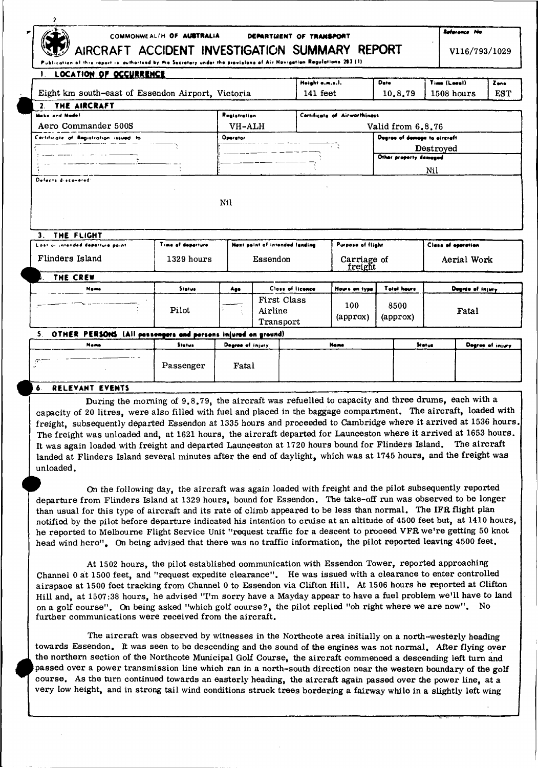COMMONWEALTH OF AUSTRALIA — DEPARTMENT OF TRANSPORT

# AIRCRAFT ACCIDENT INVESTIGATION SUMMARY REPORT

Reference No. V116/793/1029

Publication of this report is authorised by the Secretary under the provisions of Air Navigation Regulations 283 (1)

## 1. LOCATION OF OCCURRENCE

| Location | Height a.m.s.l. | Date | Time (Local) | Zone |
|---|---|---|---|---|
| Eight km south-east of Essendon Airport, Victoria | 141 feet | 10.8.79 | 1508 hours | EST |

## 2. THE AIRCRAFT

| Make and Model | Registration | Certificate of Airworthiness |
|---|---|---|
| Aero Commander 500S | VH-ALH | Valid from 6.8.76 |

| Certificate of Registration issued to | Operator | Degree of damage to aircraft |
|---|---|---|
| | | Destroyed |
| | | **Other property damaged** |
| | | Nil |

Defects discovered

Nil

## 3. THE FLIGHT

| Last or intended departure point | Time of departure | Next point of intended landing | Purpose of flight | Class of operation |
|---|---|---|---|---|
| Flinders Island | 1329 hours | Essendon | Carriage of freight | Aerial Work |

## 4. THE CREW

| Name | Status | Age | Class of licence | Hours on type | Total hours | Degree of injury |
|---|---|---|---|---|---|---|
| | Pilot | | First Class Airline Transport | 100 (approx) | 8500 (approx) | Fatal |

## 5. OTHER PERSONS (All passengers and persons injured on ground)

| Name | Status | Degree of injury | Name | Status | Degree of injury |
|---|---|---|---|---|---|
| | Passenger | Fatal | | | |

## 6. RELEVANT EVENTS

During the morning of 9.8.79, the aircraft was refuelled to capacity and three drums, each with a capacity of 20 litres, were also filled with fuel and placed in the baggage compartment. The aircraft, loaded with freight, subsequently departed Essendon at 1335 hours and proceeded to Cambridge where it arrived at 1536 hours. The freight was unloaded and, at 1621 hours, the aircraft departed for Launceston where it arrived at 1653 hours. It was again loaded with freight and departed Launceston at 1720 hours bound for Flinders Island. The aircraft landed at Flinders Island several minutes after the end of daylight, which was at 1745 hours, and the freight was unloaded.

On the following day, the aircraft was again loaded with freight and the pilot subsequently reported departure from Flinders Island at 1329 hours, bound for Essendon. The take-off run was observed to be longer than usual for this type of aircraft and its rate of climb appeared to be less than normal. The IFR flight plan notified by the pilot before departure indicated his intention to cruise at an altitude of 4500 feet but, at 1410 hours, he reported to Melbourne Flight Service Unit "request traffic for a descent to proceed VFR we're getting 50 knot head wind here". On being advised that there was no traffic information, the pilot reported leaving 4500 feet.

At 1502 hours, the pilot established communication with Essendon Tower, reported approaching Channel 0 at 1500 feet, and "request expedite clearance". He was issued with a clearance to enter controlled airspace at 1500 feet tracking from Channel 0 to Essendon via Clifton Hill. At 1506 hours he reported at Clifton Hill and, at 1507:38 hours, he advised "I'm sorry have a Mayday appear to have a fuel problem we'll have to land on a golf course". On being asked "which golf course?, the pilot replied "oh right where we are now". No further communications were received from the aircraft.

The aircraft was observed by witnesses in the Northcote area initially on a north-westerly heading towards Essendon. It was seen to be descending and the sound of the engines was not normal. After flying over the northern section of the Northcote Municipal Golf Course, the aircraft commenced a descending left turn and passed over a power transmission line which ran in a north-south direction near the western boundary of the golf course. As the turn continued towards an easterly heading, the aircraft again passed over the power line, at a very low height, and in strong tail wind conditions struck trees bordering a fairway while in a slightly left wing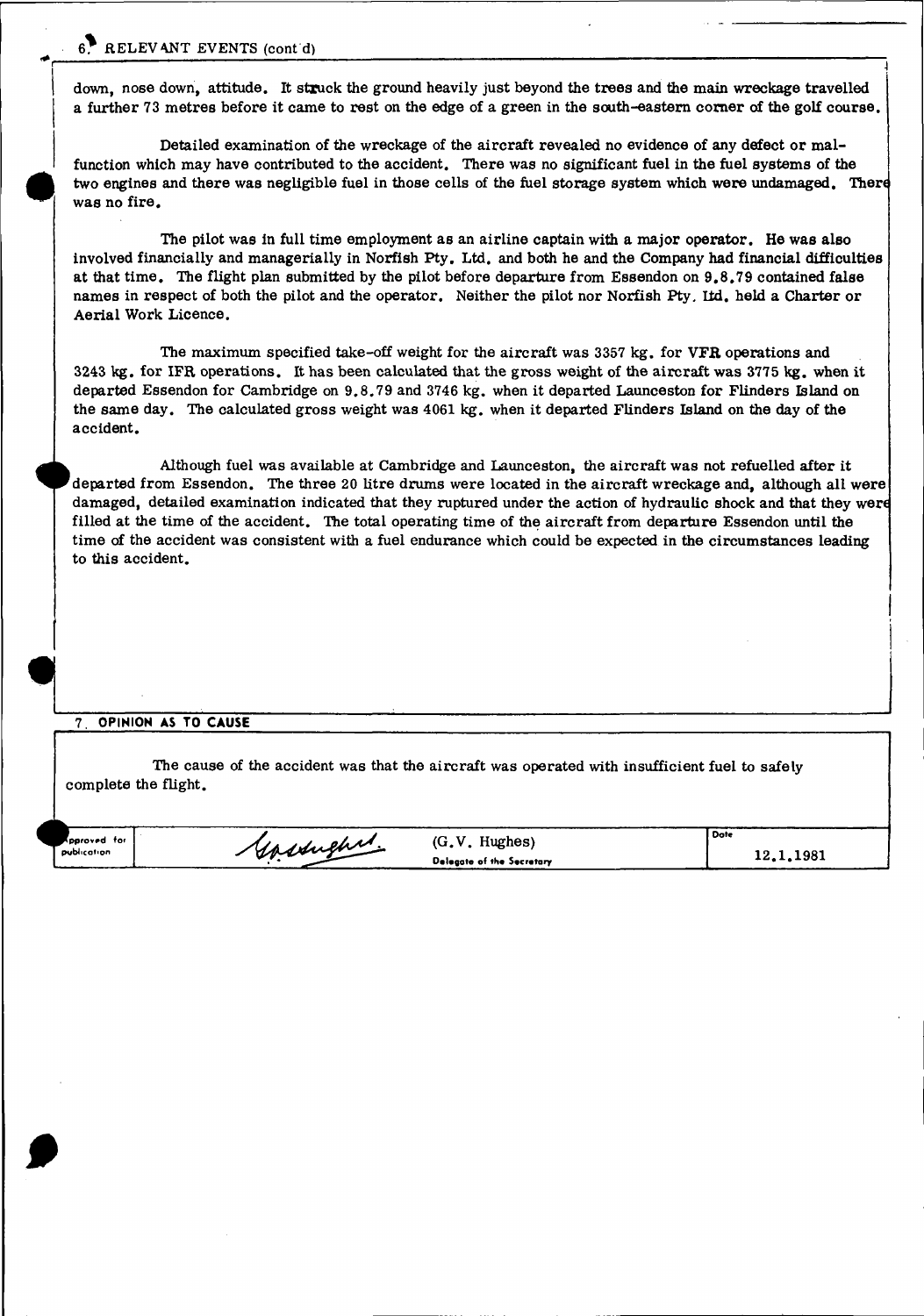## 6. RELEVANT EVENTS (cont'd)

down, nose down, attitude. It struck the ground heavily just beyond the trees and the main wreckage travelled a further 73 metres before it came to rest on the edge of a green in the south-eastern corner of the golf course.

Detailed examination of the wreckage of the aircraft revealed no evidence of any defect or malfunction which may have contributed to the accident. There was no significant fuel in the fuel systems of the two engines and there was negligible fuel in those cells of the fuel storage system which were undamaged. There was no fire.

The pilot was in full time employment as an airline captain with a major operator. He was also involved financially and managerially in Norfish Pty. Ltd. and both he and the Company had financial difficulties at that time. The flight plan submitted by the pilot before departure from Essendon on 9.8.79 contained false names in respect of both the pilot and the operator. Neither the pilot nor Norfish Pty. Ltd. held a Charter or Aerial Work Licence.

The maximum specified take-off weight for the aircraft was 3357 kg. for VFR operations and 3243 kg. for IFR operations. It has been calculated that the gross weight of the aircraft was 3775 kg. when it departed Essendon for Cambridge on 9.8.79 and 3746 kg. when it departed Launceston for Flinders Island on the same day. The calculated gross weight was 4061 kg. when it departed Flinders Island on the day of the accident.

Although fuel was available at Cambridge and Launceston, the aircraft was not refuelled after it departed from Essendon. The three 20 litre drums were located in the aircraft wreckage and, although all were damaged, detailed examination indicated that they ruptured under the action of hydraulic shock and that they were filled at the time of the accident. The total operating time of the aircraft from departure Essendon until the time of the accident was consistent with a fuel endurance which could be expected in the circumstances leading to this accident.

## 7. OPINION AS TO CAUSE

The cause of the accident was that the aircraft was operated with insufficient fuel to safely complete the flight.

| Approved for publication | (G.V. Hughes) Delegate of the Secretary | Date 12.1.1981 |
|---|---|---|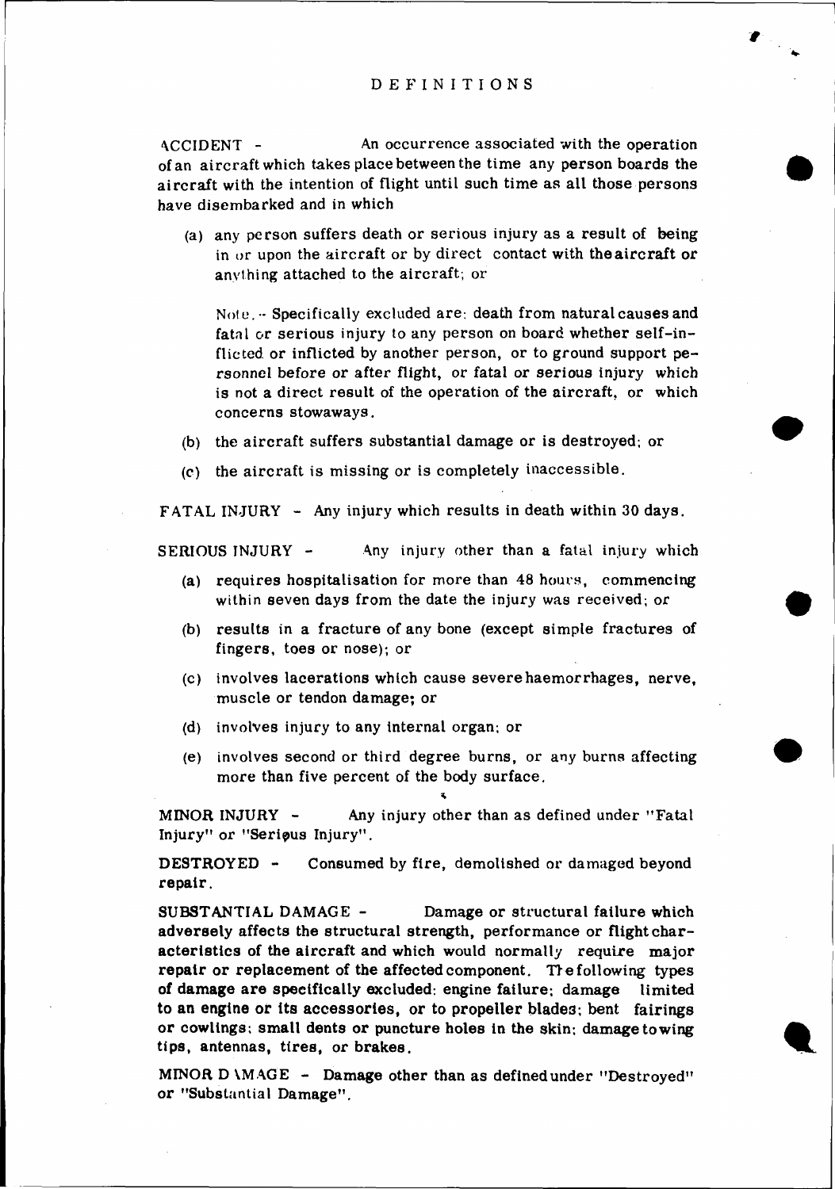# DEFINITIONS

ACCIDENT - An occurrence associated with the operation of an aircraft which takes place between the time any person boards the aircraft with the intention of flight until such time as all those persons have disembarked and in which

(a) any person suffers death or serious injury as a result of being in or upon the aircraft or by direct contact with the aircraft or anything attached to the aircraft; or

Note. - Specifically excluded are: death from natural causes and fatal or serious injury to any person on board whether self-inflicted or inflicted by another person, or to ground support personnel before or after flight, or fatal or serious injury which is not a direct result of the operation of the aircraft, or which concerns stowaways.

(b) the aircraft suffers substantial damage or is destroyed; or

(c) the aircraft is missing or is completely inaccessible.

FATAL INJURY - Any injury which results in death within 30 days.

SERIOUS INJURY - Any injury other than a fatal injury which

(a) requires hospitalisation for more than 48 hours, commencing within seven days from the date the injury was received; or

(b) results in a fracture of any bone (except simple fractures of fingers, toes or nose); or

(c) involves lacerations which cause severe haemorrhages, nerve, muscle or tendon damage; or

(d) involves injury to any internal organ; or

(e) involves second or third degree burns, or any burns affecting more than five percent of the body surface.

MINOR INJURY - Any injury other than as defined under "Fatal Injury" or "Serious Injury".

DESTROYED - Consumed by fire, demolished or damaged beyond repair.

SUBSTANTIAL DAMAGE - Damage or structural failure which adversely affects the structural strength, performance or flight characteristics of the aircraft and which would normally require major repair or replacement of the affected component. The following types of damage are specifically excluded: engine failure; damage limited to an engine or its accessories, or to propeller blades; bent fairings or cowlings; small dents or puncture holes in the skin; damage to wing tips, antennas, tires, or brakes.

MINOR DAMAGE - Damage other than as defined under "Destroyed" or "Substantial Damage".